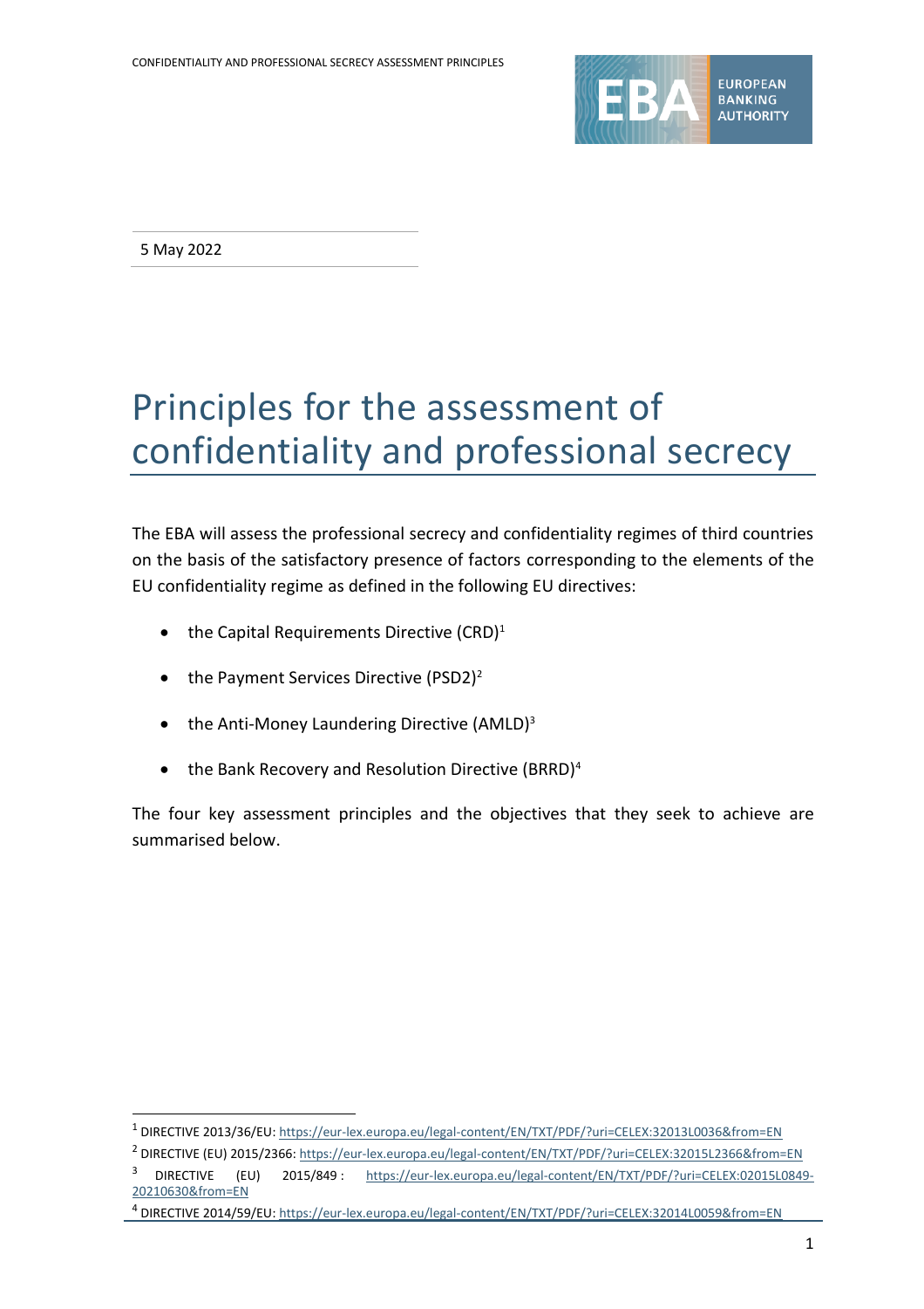5 May 2022

# Principles for the assessment of confidentiality and professional secrecy

The EBA will assess the professional secrecy and confidentiality regimes of third countries on the basis of the satisfactory presence of factors corresponding to the elements of the EU confidentiality regime as defined in the following EU directives:

- the Capital Requirements Directive (CRD)[1]
- the Payment Services Directive (PSD2)[2]
- the Anti-Money Laundering Directive (AMLD)[3]
- the Bank Recovery and Resolution Directive (BRRD)[4]

The four key assessment principles and the objectives that they seek to achieve are summarised below.

---

[1] DIRECTIVE 2013/36/EU: https://eur-lex.europa.eu/legal-content/EN/TXT/PDF/?uri=CELEX:32013L0036&from=EN

[2] DIRECTIVE (EU) 2015/2366: https://eur-lex.europa.eu/legal-content/EN/TXT/PDF/?uri=CELEX:32015L2366&from=EN

[3] DIRECTIVE (EU) 2015/849 : https://eur-lex.europa.eu/legal-content/EN/TXT/PDF/?uri=CELEX:02015L0849-20210630&from=EN

[4] DIRECTIVE 2014/59/EU: https://eur-lex.europa.eu/legal-content/EN/TXT/PDF/?uri=CELEX:32014L0059&from=EN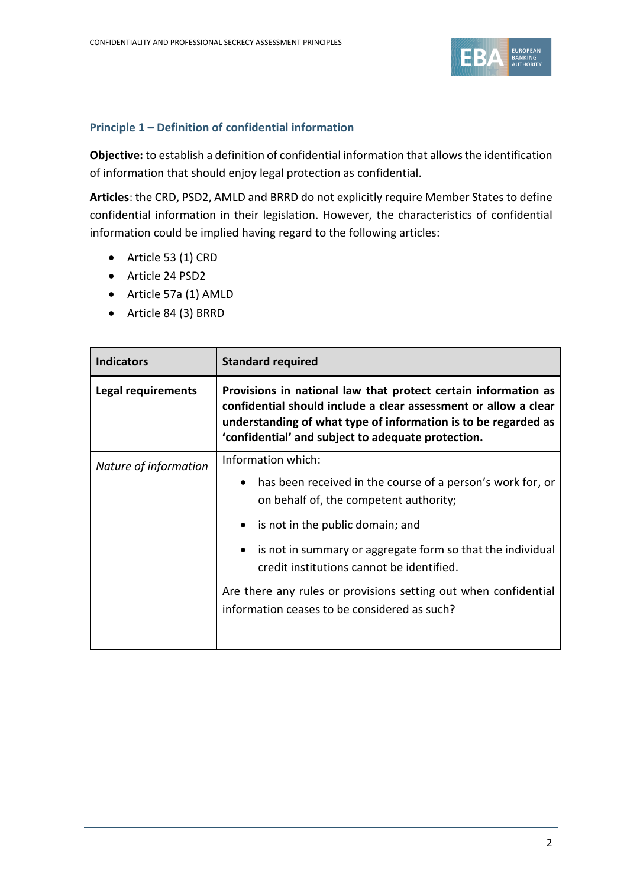### Principle 1 – Definition of confidential information

**Objective:** to establish a definition of confidential information that allows the identification of information that should enjoy legal protection as confidential.

**Articles**: the CRD, PSD2, AMLD and BRRD do not explicitly require Member States to define confidential information in their legislation. However, the characteristics of confidential information could be implied having regard to the following articles:

- Article 53 (1) CRD
- Article 24 PSD2
- Article 57a (1) AMLD
- Article 84 (3) BRRD

| Indicators | Standard required |
|---|---|
| **Legal requirements** | **Provisions in national law that protect certain information as confidential should include a clear assessment or allow a clear understanding of what type of information is to be regarded as 'confidential' and subject to adequate protection.** |
| *Nature of information* | Information which: <br>• has been received in the course of a person's work for, or on behalf of, the competent authority; <br>• is not in the public domain; and <br>• is not in summary or aggregate form so that the individual credit institutions cannot be identified. <br><br>Are there any rules or provisions setting out when confidential information ceases to be considered as such? |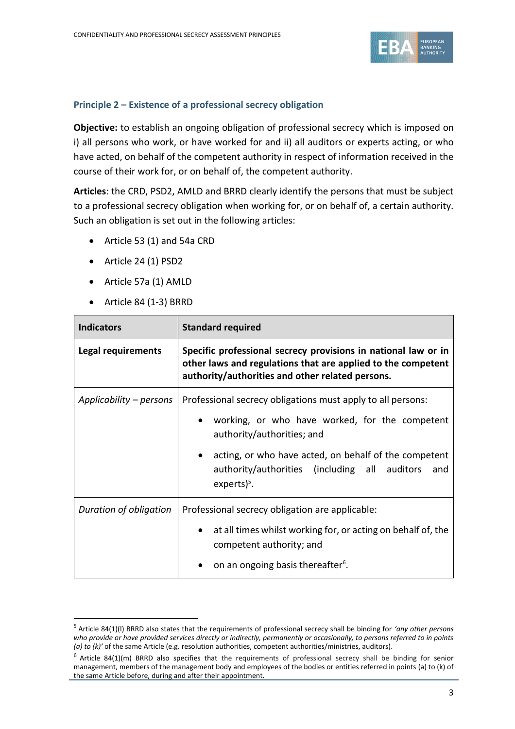### Principle 2 – Existence of a professional secrecy obligation

**Objective:** to establish an ongoing obligation of professional secrecy which is imposed on i) all persons who work, or have worked for and ii) all auditors or experts acting, or who have acted, on behalf of the competent authority in respect of information received in the course of their work for, or on behalf of, the competent authority.

**Articles**: the CRD, PSD2, AMLD and BRRD clearly identify the persons that must be subject to a professional secrecy obligation when working for, or on behalf of, a certain authority. Such an obligation is set out in the following articles:

- Article 53 (1) and 54a CRD
- Article 24 (1) PSD2
- Article 57a (1) AMLD
- Article 84 (1-3) BRRD

| **Indicators** | **Standard required** |
|---|---|
| **Legal requirements** | **Specific professional secrecy provisions in national law or in other laws and regulations that are applied to the competent authority/authorities and other related persons.** |
| *Applicability – persons* | Professional secrecy obligations must apply to all persons: <br> • working, or who have worked, for the competent authority/authorities; and <br> • acting, or who have acted, on behalf of the competent authority/authorities (including all auditors and experts)[5]. |
| *Duration of obligation* | Professional secrecy obligation are applicable: <br> • at all times whilst working for, or acting on behalf of, the competent authority; and <br> • on an ongoing basis thereafter[6]. |

[5] Article 84(1)(l) BRRD also states that the requirements of professional secrecy shall be binding for *'any other persons who provide or have provided services directly or indirectly, permanently or occasionally, to persons referred to in points (a) to (k)'* of the same Article (e.g. resolution authorities, competent authorities/ministries, auditors).

[6] Article 84(1)(m) BRRD also specifies that the requirements of professional secrecy shall be binding for senior management, members of the management body and employees of the bodies or entities referred in points (a) to (k) of the same Article before, during and after their appointment.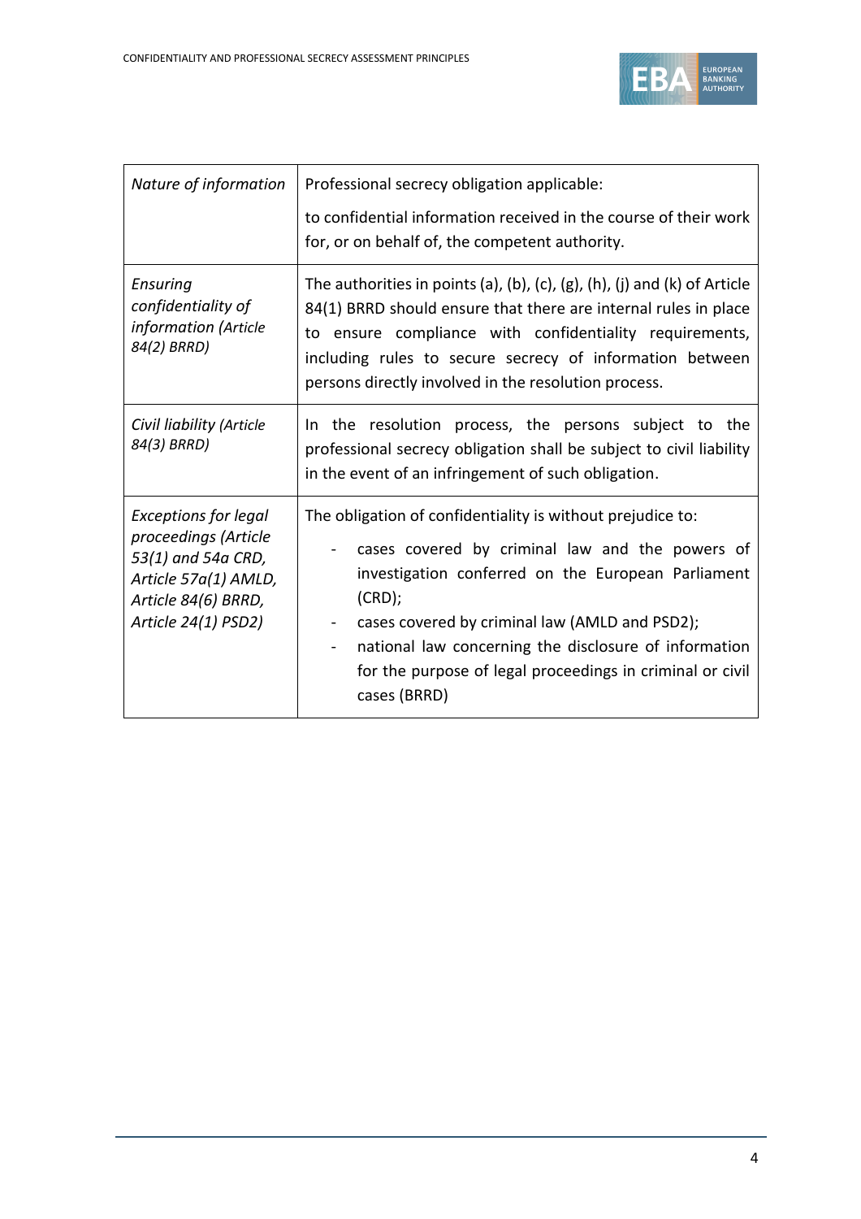| | |
|---|---|
| *Nature of information* | Professional secrecy obligation applicable:<br><br>to confidential information received in the course of their work for, or on behalf of, the competent authority. |
| *Ensuring confidentiality of information (Article 84(2) BRRD)* | The authorities in points (a), (b), (c), (g), (h), (j) and (k) of Article 84(1) BRRD should ensure that there are internal rules in place to ensure compliance with confidentiality requirements, including rules to secure secrecy of information between persons directly involved in the resolution process. |
| *Civil liability (Article 84(3) BRRD)* | In the resolution process, the persons subject to the professional secrecy obligation shall be subject to civil liability in the event of an infringement of such obligation. |
| *Exceptions for legal proceedings (Article 53(1) and 54a CRD, Article 57a(1) AMLD, Article 84(6) BRRD, Article 24(1) PSD2)* | The obligation of confidentiality is without prejudice to:<br><br>- cases covered by criminal law and the powers of investigation conferred on the European Parliament (CRD);<br>- cases covered by criminal law (AMLD and PSD2);<br>- national law concerning the disclosure of information for the purpose of legal proceedings in criminal or civil cases (BRRD) |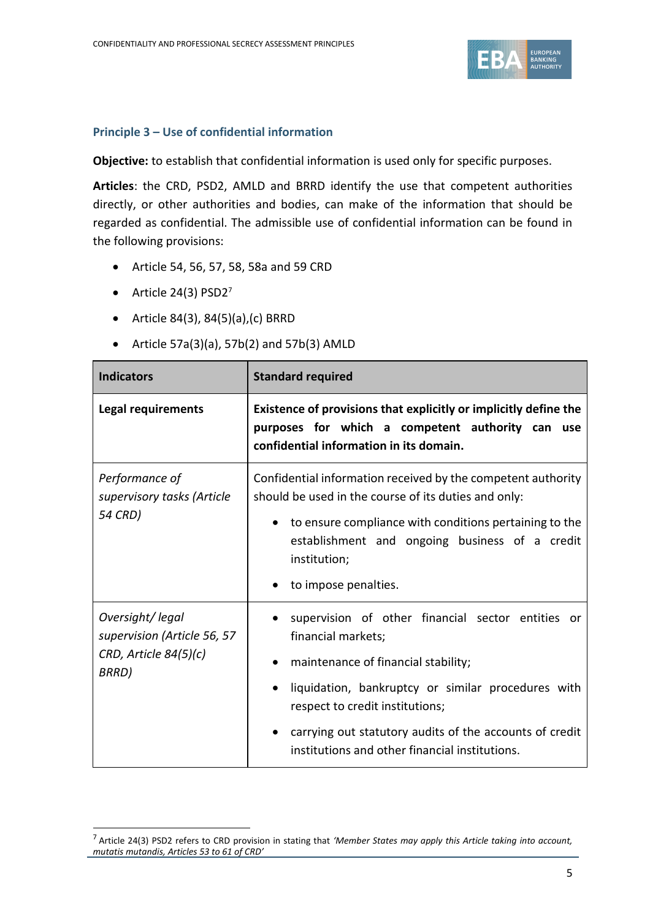### Principle 3 – Use of confidential information

**Objective:** to establish that confidential information is used only for specific purposes.

**Articles**: the CRD, PSD2, AMLD and BRRD identify the use that competent authorities directly, or other authorities and bodies, can make of the information that should be regarded as confidential. The admissible use of confidential information can be found in the following provisions:

- Article 54, 56, 57, 58, 58a and 59 CRD
- Article 24(3) PSD2[7]
- Article 84(3), 84(5)(a),(c) BRRD
- Article 57a(3)(a), 57b(2) and 57b(3) AMLD

| Indicators | Standard required |
|---|---|
| **Legal requirements** | **Existence of provisions that explicitly or implicitly define the purposes for which a competent authority can use confidential information in its domain.** |
| *Performance of supervisory tasks (Article 54 CRD)* | Confidential information received by the competent authority should be used in the course of its duties and only:<br>• to ensure compliance with conditions pertaining to the establishment and ongoing business of a credit institution;<br>• to impose penalties. |
| *Oversight/ legal supervision (Article 56, 57 CRD, Article 84(5)(c) BRRD)* | • supervision of other financial sector entities or financial markets;<br>• maintenance of financial stability;<br>• liquidation, bankruptcy or similar procedures with respect to credit institutions;<br>• carrying out statutory audits of the accounts of credit institutions and other financial institutions. |

[7] Article 24(3) PSD2 refers to CRD provision in stating that *'Member States may apply this Article taking into account, mutatis mutandis, Articles 53 to 61 of CRD'*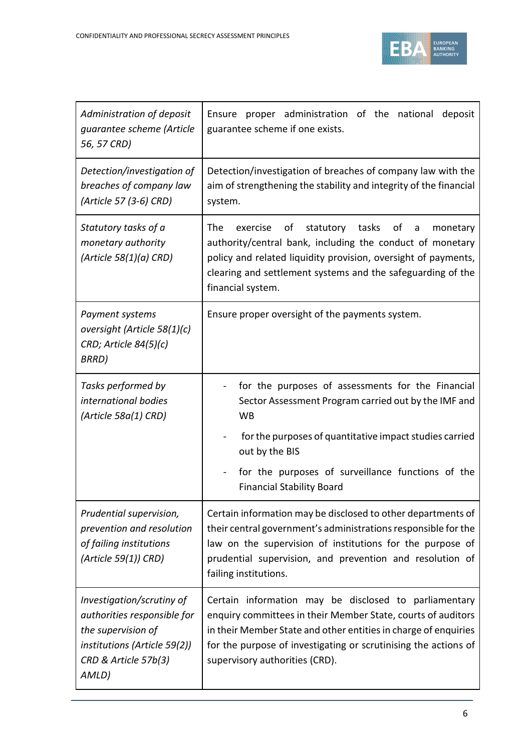| | |
|---|---|
| *Administration of deposit guarantee scheme (Article 56, 57 CRD)* | Ensure proper administration of the national deposit guarantee scheme if one exists. |
| *Detection/investigation of breaches of company law (Article 57 (3-6) CRD)* | Detection/investigation of breaches of company law with the aim of strengthening the stability and integrity of the financial system. |
| *Statutory tasks of a monetary authority (Article 58(1)(a) CRD)* | The exercise of statutory tasks of a monetary authority/central bank, including the conduct of monetary policy and related liquidity provision, oversight of payments, clearing and settlement systems and the safeguarding of the financial system. |
| *Payment systems oversight (Article 58(1)(c) CRD; Article 84(5)(c) BRRD)* | Ensure proper oversight of the payments system. |
| *Tasks performed by international bodies (Article 58a(1) CRD)* | - for the purposes of assessments for the Financial Sector Assessment Program carried out by the IMF and WB<br>- for the purposes of quantitative impact studies carried out by the BIS<br>- for the purposes of surveillance functions of the Financial Stability Board |
| *Prudential supervision, prevention and resolution of failing institutions (Article 59(1)) CRD)* | Certain information may be disclosed to other departments of their central government's administrations responsible for the law on the supervision of institutions for the purpose of prudential supervision, and prevention and resolution of failing institutions. |
| *Investigation/scrutiny of authorities responsible for the supervision of institutions (Article 59(2)) CRD & Article 57b(3) AMLD)* | Certain information may be disclosed to parliamentary enquiry committees in their Member State, courts of auditors in their Member State and other entities in charge of enquiries for the purpose of investigating or scrutinising the actions of supervisory authorities (CRD). |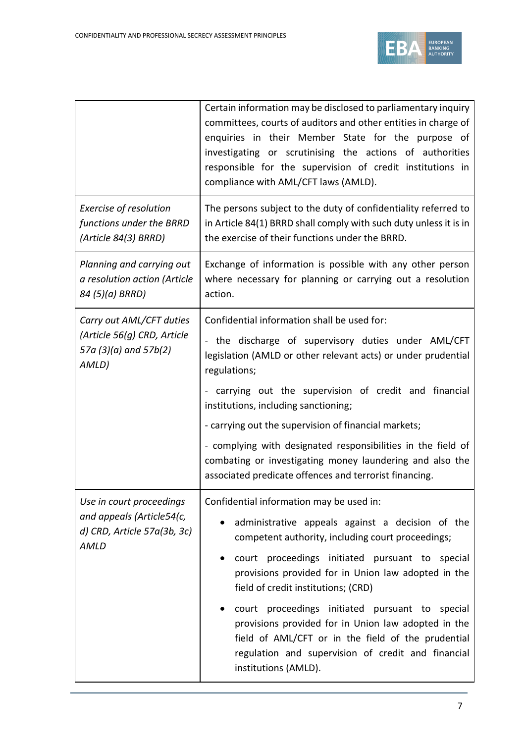| | |
|---|---|
| | Certain information may be disclosed to parliamentary inquiry committees, courts of auditors and other entities in charge of enquiries in their Member State for the purpose of investigating or scrutinising the actions of authorities responsible for the supervision of credit institutions in compliance with AML/CFT laws (AMLD). |
| *Exercise of resolution functions under the BRRD (Article 84(3) BRRD)* | The persons subject to the duty of confidentiality referred to in Article 84(1) BRRD shall comply with such duty unless it is in the exercise of their functions under the BRRD. |
| *Planning and carrying out a resolution action (Article 84 (5)(a) BRRD)* | Exchange of information is possible with any other person where necessary for planning or carrying out a resolution action. |
| *Carry out AML/CFT duties (Article 56(g) CRD, Article 57a (3)(a) and 57b(2) AMLD)* | Confidential information shall be used for:<br>- the discharge of supervisory duties under AML/CFT legislation (AMLD or other relevant acts) or under prudential regulations;<br>- carrying out the supervision of credit and financial institutions, including sanctioning;<br>- carrying out the supervision of financial markets;<br>- complying with designated responsibilities in the field of combating or investigating money laundering and also the associated predicate offences and terrorist financing. |
| *Use in court proceedings and appeals (Article54(c, d) CRD, Article 57a(3b, 3c) AMLD* | Confidential information may be used in:<br>• administrative appeals against a decision of the competent authority, including court proceedings;<br>• court proceedings initiated pursuant to special provisions provided for in Union law adopted in the field of credit institutions; (CRD)<br>• court proceedings initiated pursuant to special provisions provided for in Union law adopted in the field of AML/CFT or in the field of the prudential regulation and supervision of credit and financial institutions (AMLD). |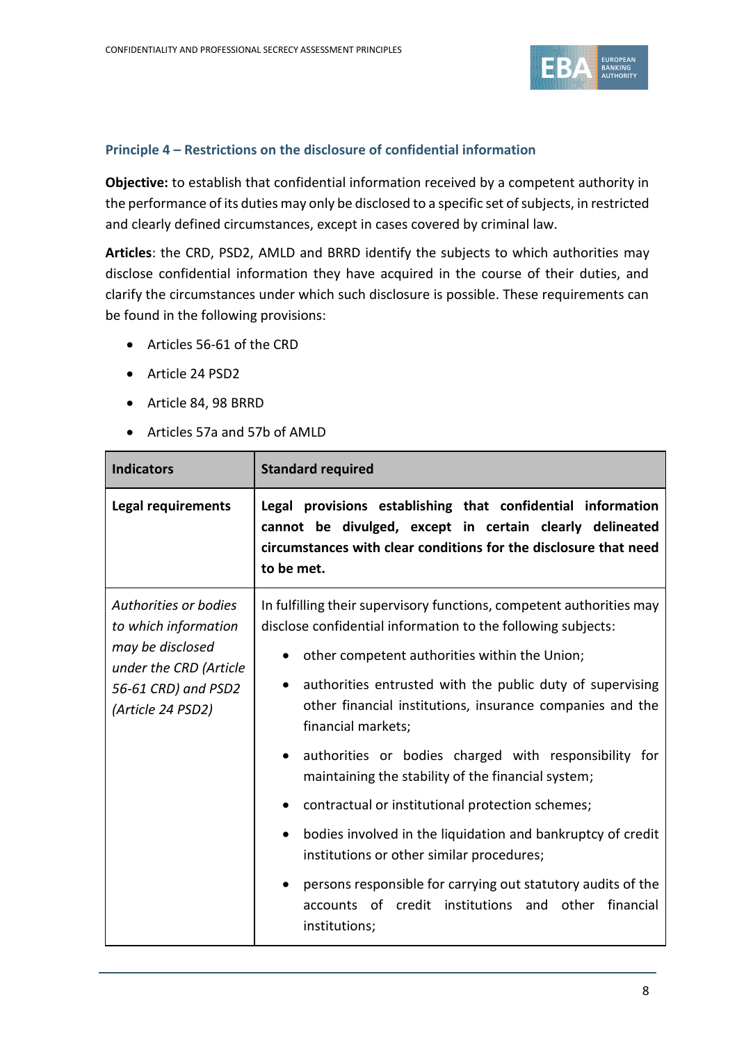### Principle 4 – Restrictions on the disclosure of confidential information

**Objective:** to establish that confidential information received by a competent authority in the performance of its duties may only be disclosed to a specific set of subjects, in restricted and clearly defined circumstances, except in cases covered by criminal law.

**Articles**: the CRD, PSD2, AMLD and BRRD identify the subjects to which authorities may disclose confidential information they have acquired in the course of their duties, and clarify the circumstances under which such disclosure is possible. These requirements can be found in the following provisions:

- Articles 56-61 of the CRD
- Article 24 PSD2
- Article 84, 98 BRRD
- Articles 57a and 57b of AMLD

| Indicators | Standard required |
|---|---|
| **Legal requirements** | **Legal provisions establishing that confidential information cannot be divulged, except in certain clearly delineated circumstances with clear conditions for the disclosure that need to be met.** |
| *Authorities or bodies to which information may be disclosed under the CRD (Article 56-61 CRD) and PSD2 (Article 24 PSD2)* | In fulfilling their supervisory functions, competent authorities may disclose confidential information to the following subjects:<br>• other competent authorities within the Union;<br>• authorities entrusted with the public duty of supervising other financial institutions, insurance companies and the financial markets;<br>• authorities or bodies charged with responsibility for maintaining the stability of the financial system;<br>• contractual or institutional protection schemes;<br>• bodies involved in the liquidation and bankruptcy of credit institutions or other similar procedures;<br>• persons responsible for carrying out statutory audits of the accounts of credit institutions and other financial institutions; |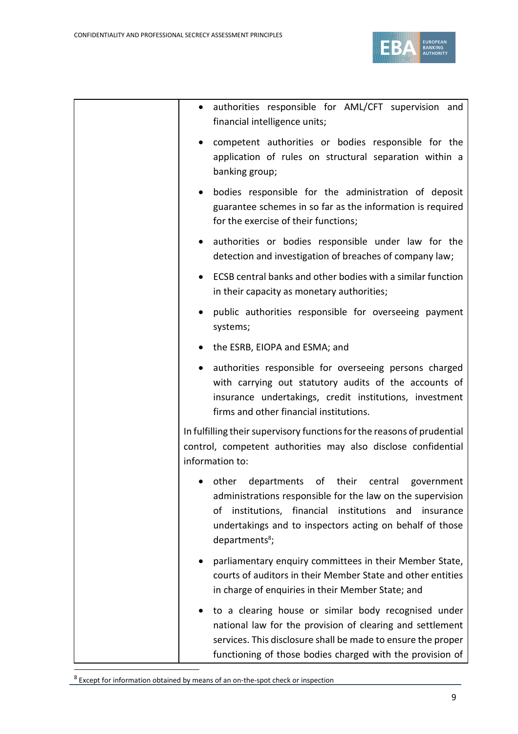| | |
|---|---|
| | • authorities responsible for AML/CFT supervision and financial intelligence units;<br><br>• competent authorities or bodies responsible for the application of rules on structural separation within a banking group;<br><br>• bodies responsible for the administration of deposit guarantee schemes in so far as the information is required for the exercise of their functions;<br><br>• authorities or bodies responsible under law for the detection and investigation of breaches of company law;<br><br>• ECSB central banks and other bodies with a similar function in their capacity as monetary authorities;<br><br>• public authorities responsible for overseeing payment systems;<br><br>• the ESRB, EIOPA and ESMA; and<br><br>• authorities responsible for overseeing persons charged with carrying out statutory audits of the accounts of insurance undertakings, credit institutions, investment firms and other financial institutions.<br><br>In fulfilling their supervisory functions for the reasons of prudential control, competent authorities may also disclose confidential information to:<br><br>• other departments of their central government administrations responsible for the law on the supervision of institutions, financial institutions and insurance undertakings and to inspectors acting on behalf of those departments[8];<br><br>• parliamentary enquiry committees in their Member State, courts of auditors in their Member State and other entities in charge of enquiries in their Member State; and<br><br>• to a clearing house or similar body recognised under national law for the provision of clearing and settlement services. This disclosure shall be made to ensure the proper functioning of those bodies charged with the provision of |

[8] Except for information obtained by means of an on-the-spot check or inspection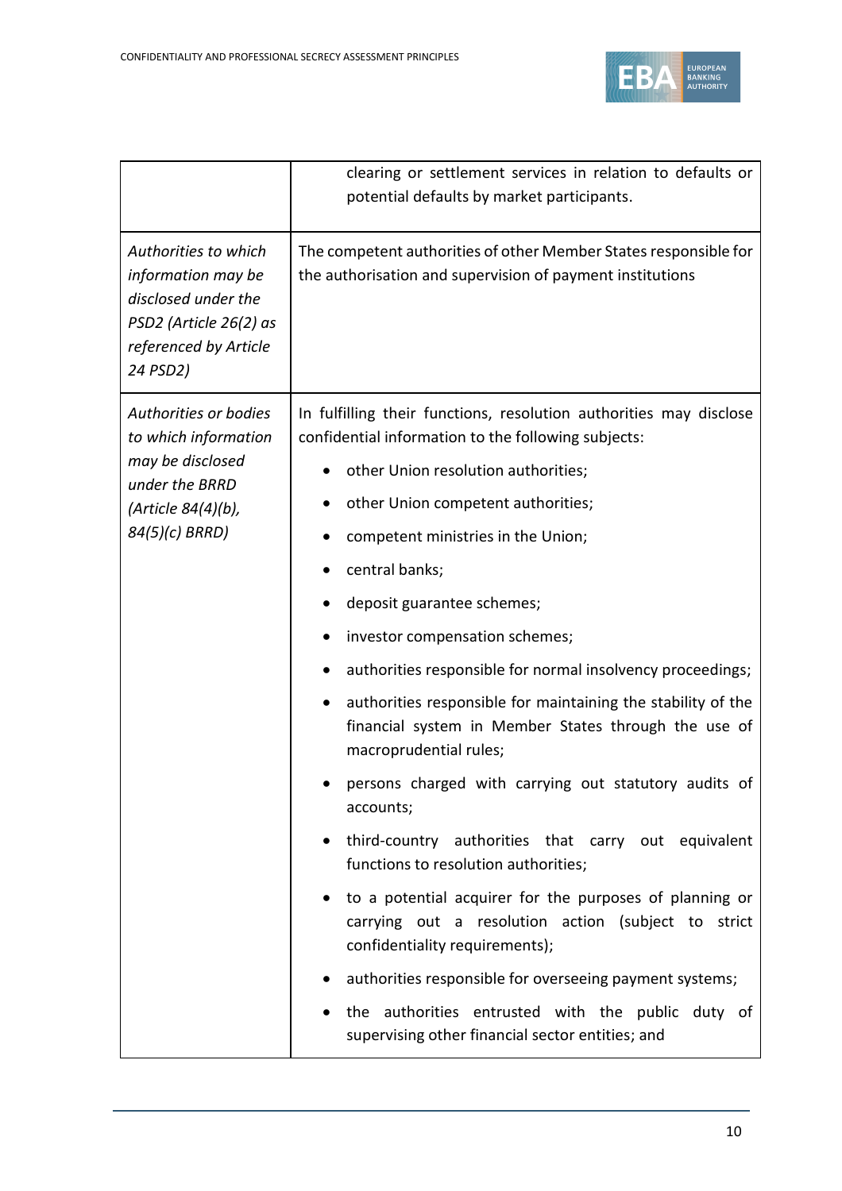|  |  |
|---|---|
|  | clearing or settlement services in relation to defaults or potential defaults by market participants. |
| *Authorities to which information may be disclosed under the PSD2 (Article 26(2) as referenced by Article 24 PSD2)* | The competent authorities of other Member States responsible for the authorisation and supervision of payment institutions |
| *Authorities or bodies to which information may be disclosed under the BRRD (Article 84(4)(b), 84(5)(c) BRRD)* | In fulfilling their functions, resolution authorities may disclose confidential information to the following subjects:<br>• other Union resolution authorities;<br>• other Union competent authorities;<br>• competent ministries in the Union;<br>• central banks;<br>• deposit guarantee schemes;<br>• investor compensation schemes;<br>• authorities responsible for normal insolvency proceedings;<br>• authorities responsible for maintaining the stability of the financial system in Member States through the use of macroprudential rules;<br>• persons charged with carrying out statutory audits of accounts;<br>• third-country authorities that carry out equivalent functions to resolution authorities;<br>• to a potential acquirer for the purposes of planning or carrying out a resolution action (subject to strict confidentiality requirements);<br>• authorities responsible for overseeing payment systems;<br>• the authorities entrusted with the public duty of supervising other financial sector entities; and |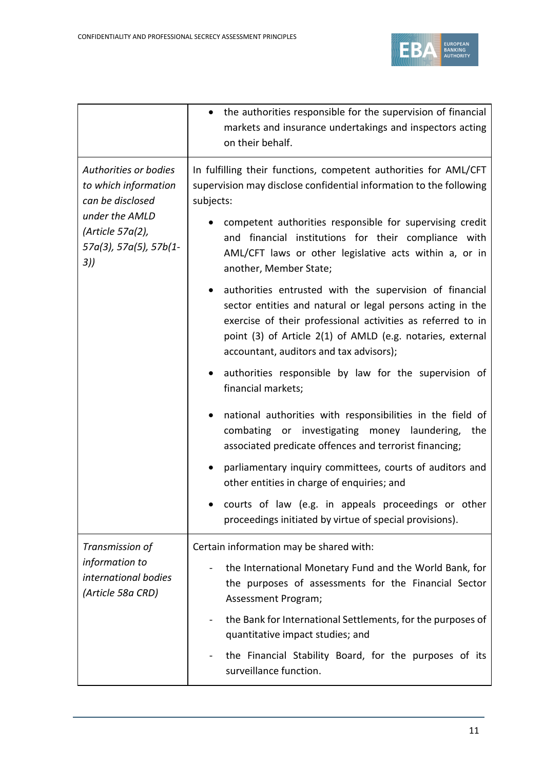| | |
|---|---|
| | • the authorities responsible for the supervision of financial markets and insurance undertakings and inspectors acting on their behalf. |
| *Authorities or bodies to which information can be disclosed under the AMLD (Article 57a(2), 57a(3), 57a(5), 57b(1-3))* | In fulfilling their functions, competent authorities for AML/CFT supervision may disclose confidential information to the following subjects:<br><br>• competent authorities responsible for supervising credit and financial institutions for their compliance with AML/CFT laws or other legislative acts within a, or in another, Member State;<br><br>• authorities entrusted with the supervision of financial sector entities and natural or legal persons acting in the exercise of their professional activities as referred to in point (3) of Article 2(1) of AMLD (e.g. notaries, external accountant, auditors and tax advisors);<br><br>• authorities responsible by law for the supervision of financial markets;<br><br>• national authorities with responsibilities in the field of combating or investigating money laundering, the associated predicate offences and terrorist financing;<br><br>• parliamentary inquiry committees, courts of auditors and other entities in charge of enquiries; and<br><br>• courts of law (e.g. in appeals proceedings or other proceedings initiated by virtue of special provisions). |
| *Transmission of information to international bodies (Article 58a CRD)* | Certain information may be shared with:<br><br>- the International Monetary Fund and the World Bank, for the purposes of assessments for the Financial Sector Assessment Program;<br><br>- the Bank for International Settlements, for the purposes of quantitative impact studies; and<br><br>- the Financial Stability Board, for the purposes of its surveillance function. |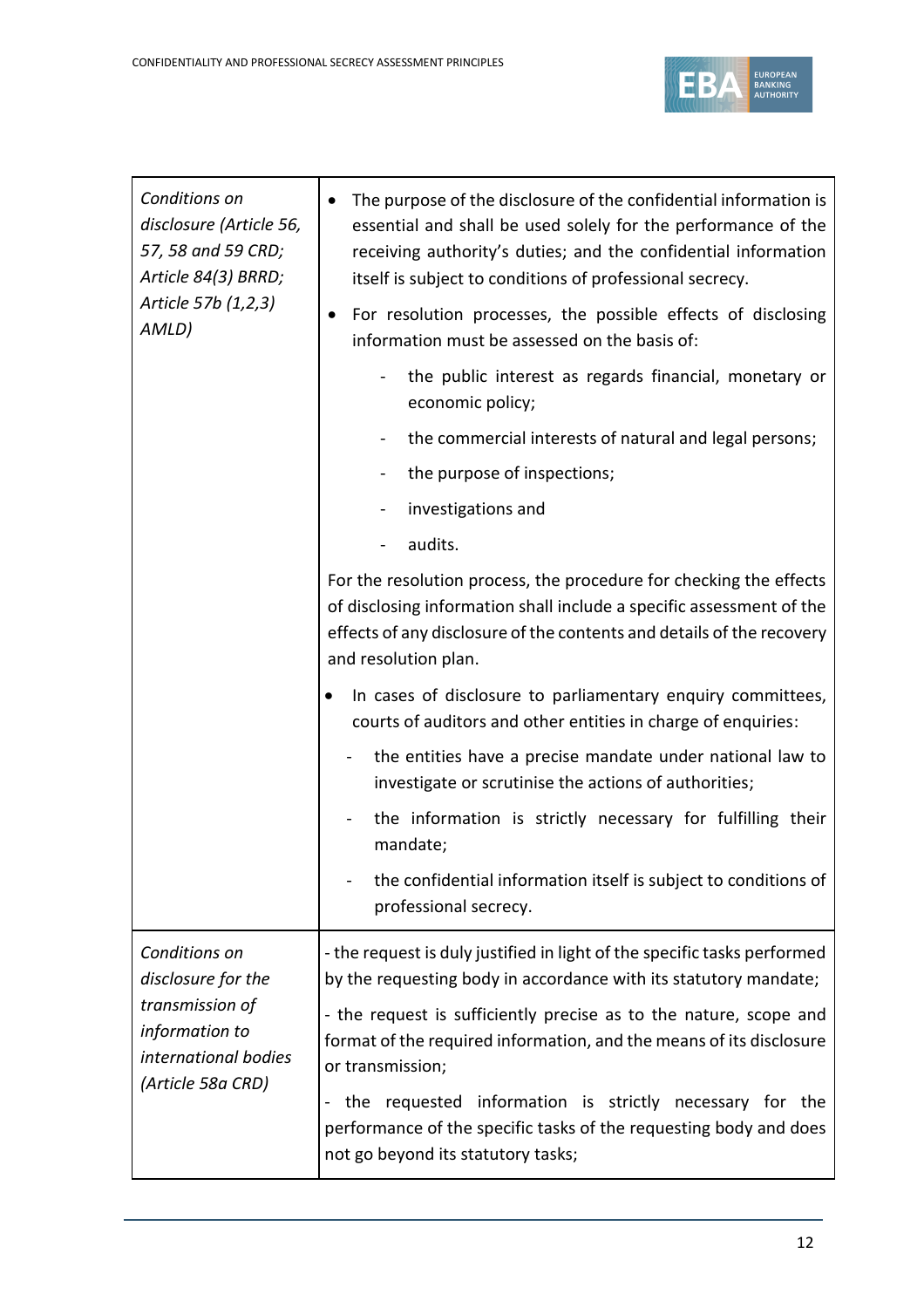| | |
|---|---|
| *Conditions on disclosure (Article 56, 57, 58 and 59 CRD; Article 84(3) BRRD; Article 57b (1,2,3) AMLD)* | • The purpose of the disclosure of the confidential information is essential and shall be used solely for the performance of the receiving authority's duties; and the confidential information itself is subject to conditions of professional secrecy.<br>• For resolution processes, the possible effects of disclosing information must be assessed on the basis of:<br>- the public interest as regards financial, monetary or economic policy;<br>- the commercial interests of natural and legal persons;<br>- the purpose of inspections;<br>- investigations and<br>- audits.<br>For the resolution process, the procedure for checking the effects of disclosing information shall include a specific assessment of the effects of any disclosure of the contents and details of the recovery and resolution plan.<br>• In cases of disclosure to parliamentary enquiry committees, courts of auditors and other entities in charge of enquiries:<br>- the entities have a precise mandate under national law to investigate or scrutinise the actions of authorities;<br>- the information is strictly necessary for fulfilling their mandate;<br>- the confidential information itself is subject to conditions of professional secrecy. |
| *Conditions on disclosure for the transmission of information to international bodies (Article 58a CRD)* | - the request is duly justified in light of the specific tasks performed by the requesting body in accordance with its statutory mandate;<br>- the request is sufficiently precise as to the nature, scope and format of the required information, and the means of its disclosure or transmission;<br>- the requested information is strictly necessary for the performance of the specific tasks of the requesting body and does not go beyond its statutory tasks; |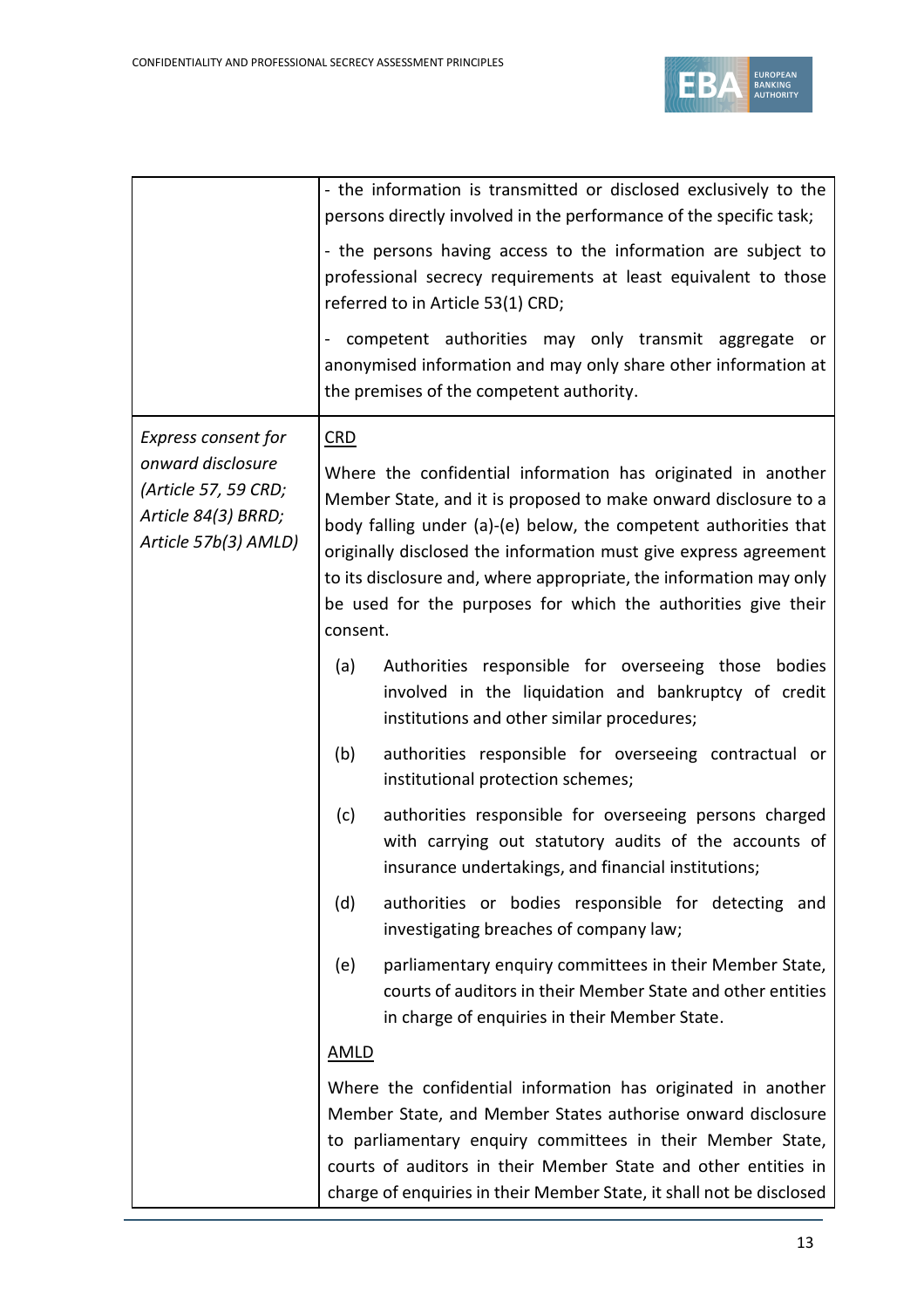| | |
|---|---|
| | - the information is transmitted or disclosed exclusively to the persons directly involved in the performance of the specific task;<br><br>- the persons having access to the information are subject to professional secrecy requirements at least equivalent to those referred to in Article 53(1) CRD;<br><br>- competent authorities may only transmit aggregate or anonymised information and may only share other information at the premises of the competent authority. |
| *Express consent for onward disclosure (Article 57, 59 CRD; Article 84(3) BRRD; Article 57b(3) AMLD)* | <u>CRD</u><br><br>Where the confidential information has originated in another Member State, and it is proposed to make onward disclosure to a body falling under (a)-(e) below, the competent authorities that originally disclosed the information must give express agreement to its disclosure and, where appropriate, the information may only be used for the purposes for which the authorities give their consent.<br><br>(a) Authorities responsible for overseeing those bodies involved in the liquidation and bankruptcy of credit institutions and other similar procedures;<br><br>(b) authorities responsible for overseeing contractual or institutional protection schemes;<br><br>(c) authorities responsible for overseeing persons charged with carrying out statutory audits of the accounts of insurance undertakings, and financial institutions;<br><br>(d) authorities or bodies responsible for detecting and investigating breaches of company law;<br><br>(e) parliamentary enquiry committees in their Member State, courts of auditors in their Member State and other entities in charge of enquiries in their Member State.<br><br><u>AMLD</u><br><br>Where the confidential information has originated in another Member State, and Member States authorise onward disclosure to parliamentary enquiry committees in their Member State, courts of auditors in their Member State and other entities in charge of enquiries in their Member State, it shall not be disclosed |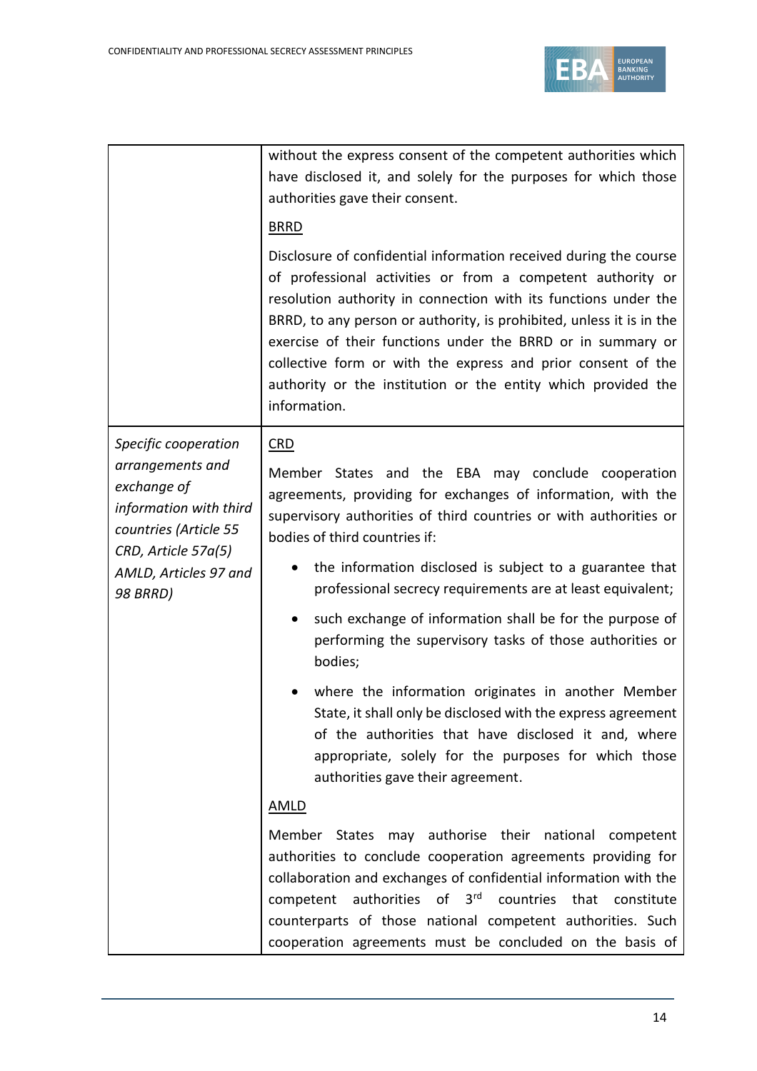| | |
|---|---|
| | without the express consent of the competent authorities which have disclosed it, and solely for the purposes for which those authorities gave their consent.<br><br><u>BRRD</u><br><br>Disclosure of confidential information received during the course of professional activities or from a competent authority or resolution authority in connection with its functions under the BRRD, to any person or authority, is prohibited, unless it is in the exercise of their functions under the BRRD or in summary or collective form or with the express and prior consent of the authority or the institution or the entity which provided the information. |
| *Specific cooperation arrangements and exchange of information with third countries (Article 55 CRD, Article 57a(5) AMLD, Articles 97 and 98 BRRD)* | <u>CRD</u><br><br>Member States and the EBA may conclude cooperation agreements, providing for exchanges of information, with the supervisory authorities of third countries or with authorities or bodies of third countries if:<br><br>• the information disclosed is subject to a guarantee that professional secrecy requirements are at least equivalent;<br><br>• such exchange of information shall be for the purpose of performing the supervisory tasks of those authorities or bodies;<br><br>• where the information originates in another Member State, it shall only be disclosed with the express agreement of the authorities that have disclosed it and, where appropriate, solely for the purposes for which those authorities gave their agreement.<br><br><u>AMLD</u><br><br>Member States may authorise their national competent authorities to conclude cooperation agreements providing for collaboration and exchanges of confidential information with the competent authorities of 3rd countries that constitute counterparts of those national competent authorities. Such cooperation agreements must be concluded on the basis of |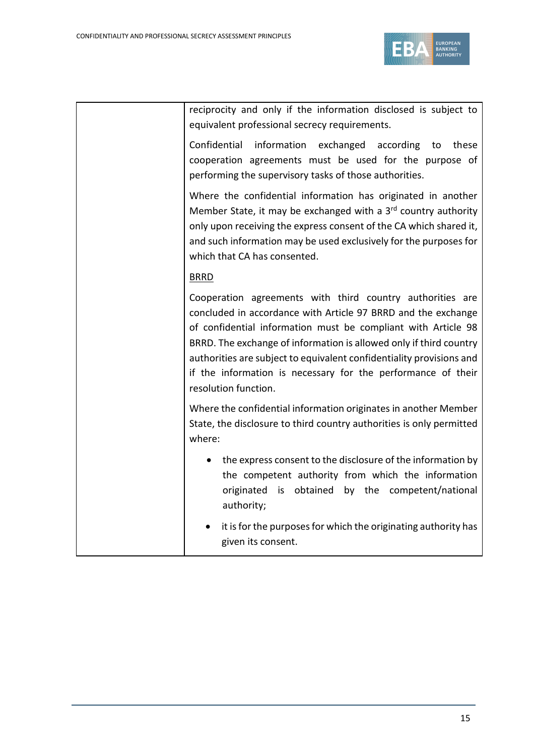| | |
|---|---|
| | reciprocity and only if the information disclosed is subject to equivalent professional secrecy requirements.<br><br>Confidential information exchanged according to these cooperation agreements must be used for the purpose of performing the supervisory tasks of those authorities.<br><br>Where the confidential information has originated in another Member State, it may be exchanged with a 3rd country authority only upon receiving the express consent of the CA which shared it, and such information may be used exclusively for the purposes for which that CA has consented.<br><br>BRRD<br><br>Cooperation agreements with third country authorities are concluded in accordance with Article 97 BRRD and the exchange of confidential information must be compliant with Article 98 BRRD. The exchange of information is allowed only if third country authorities are subject to equivalent confidentiality provisions and if the information is necessary for the performance of their resolution function.<br><br>Where the confidential information originates in another Member State, the disclosure to third country authorities is only permitted where:<br><br>• the express consent to the disclosure of the information by the competent authority from which the information originated is obtained by the competent/national authority;<br><br>• it is for the purposes for which the originating authority has given its consent. |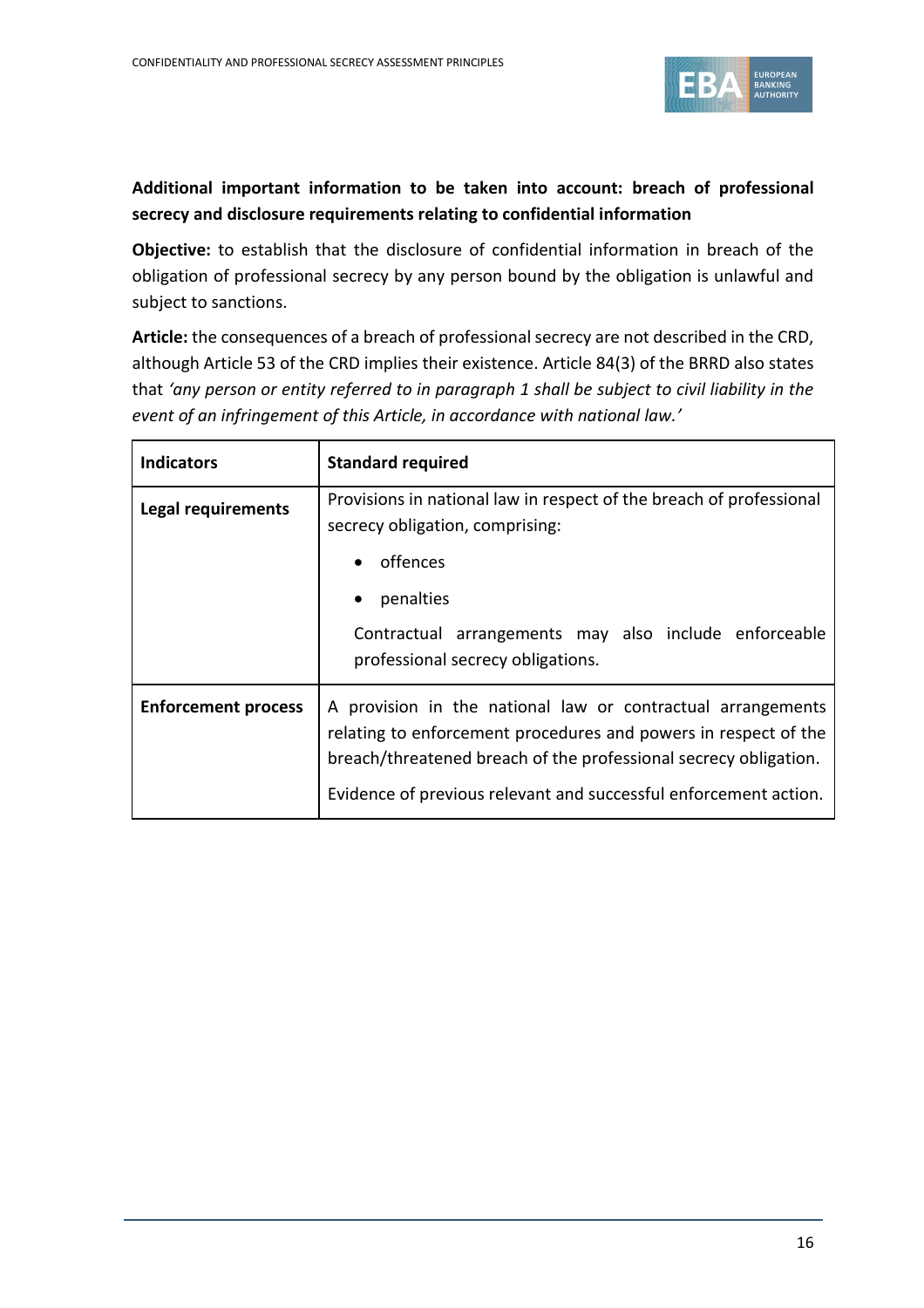**Additional important information to be taken into account: breach of professional secrecy and disclosure requirements relating to confidential information**

**Objective:** to establish that the disclosure of confidential information in breach of the obligation of professional secrecy by any person bound by the obligation is unlawful and subject to sanctions.

**Article:** the consequences of a breach of professional secrecy are not described in the CRD, although Article 53 of the CRD implies their existence. Article 84(3) of the BRRD also states that *'any person or entity referred to in paragraph 1 shall be subject to civil liability in the event of an infringement of this Article, in accordance with national law.'*

| Indicators | Standard required |
|---|---|
| **Legal requirements** | Provisions in national law in respect of the breach of professional secrecy obligation, comprising:<br>• offences<br>• penalties<br>Contractual arrangements may also include enforceable professional secrecy obligations. |
| **Enforcement process** | A provision in the national law or contractual arrangements relating to enforcement procedures and powers in respect of the breach/threatened breach of the professional secrecy obligation.<br>Evidence of previous relevant and successful enforcement action. |